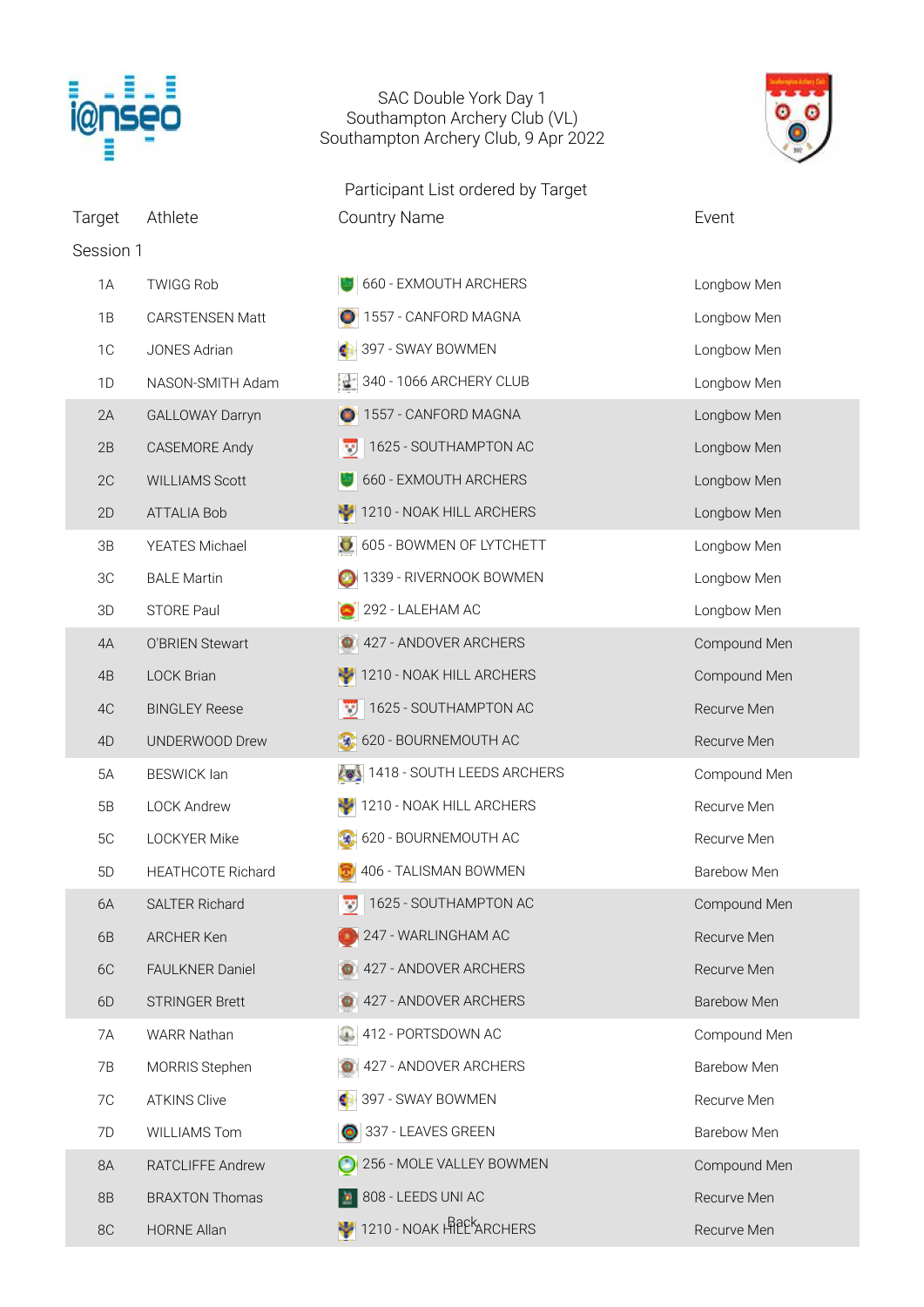SAC Double York Day 1
Southampton Archery Club (VL)
Southampton Archery Club, 9 Apr 2022

Participant List ordered by Target

| Target | Athlete | Country Name | Event |
|---|---|---|---|
| Session 1 | | | |
| 1A | TWIGG Rob | 660 - EXMOUTH ARCHERS | Longbow Men |
| 1B | CARSTENSEN Matt | 1557 - CANFORD MAGNA | Longbow Men |
| 1C | JONES Adrian | 397 - SWAY BOWMEN | Longbow Men |
| 1D | NASON-SMITH Adam | 340 - 1066 ARCHERY CLUB | Longbow Men |
| 2A | GALLOWAY Darryn | 1557 - CANFORD MAGNA | Longbow Men |
| 2B | CASEMORE Andy | 1625 - SOUTHAMPTON AC | Longbow Men |
| 2C | WILLIAMS Scott | 660 - EXMOUTH ARCHERS | Longbow Men |
| 2D | ATTALIA Bob | 1210 - NOAK HILL ARCHERS | Longbow Men |
| 3B | YEATES Michael | 605 - BOWMEN OF LYTCHETT | Longbow Men |
| 3C | BALE Martin | 1339 - RIVERNOOK BOWMEN | Longbow Men |
| 3D | STORE Paul | 292 - LALEHAM AC | Longbow Men |
| 4A | O'BRIEN Stewart | 427 - ANDOVER ARCHERS | Compound Men |
| 4B | LOCK Brian | 1210 - NOAK HILL ARCHERS | Compound Men |
| 4C | BINGLEY Reese | 1625 - SOUTHAMPTON AC | Recurve Men |
| 4D | UNDERWOOD Drew | 620 - BOURNEMOUTH AC | Recurve Men |
| 5A | BESWICK Ian | 1418 - SOUTH LEEDS ARCHERS | Compound Men |
| 5B | LOCK Andrew | 1210 - NOAK HILL ARCHERS | Recurve Men |
| 5C | LOCKYER Mike | 620 - BOURNEMOUTH AC | Recurve Men |
| 5D | HEATHCOTE Richard | 406 - TALISMAN BOWMEN | Barebow Men |
| 6A | SALTER Richard | 1625 - SOUTHAMPTON AC | Compound Men |
| 6B | ARCHER Ken | 247 - WARLINGHAM AC | Recurve Men |
| 6C | FAULKNER Daniel | 427 - ANDOVER ARCHERS | Recurve Men |
| 6D | STRINGER Brett | 427 - ANDOVER ARCHERS | Barebow Men |
| 7A | WARR Nathan | 412 - PORTSDOWN AC | Compound Men |
| 7B | MORRIS Stephen | 427 - ANDOVER ARCHERS | Barebow Men |
| 7C | ATKINS Clive | 397 - SWAY BOWMEN | Recurve Men |
| 7D | WILLIAMS Tom | 337 - LEAVES GREEN | Barebow Men |
| 8A | RATCLIFFE Andrew | 256 - MOLE VALLEY BOWMEN | Compound Men |
| 8B | BRAXTON Thomas | 808 - LEEDS UNI AC | Recurve Men |
| 8C | HORNE Allan | 1210 - NOAK HILL ARCHERS | Recurve Men |

Back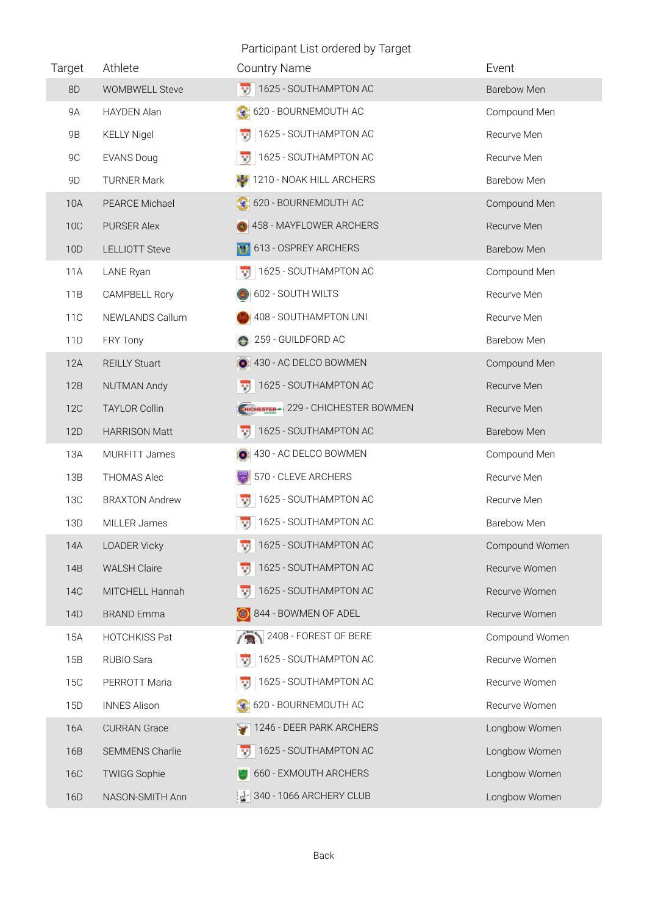Participant List ordered by Target

| Target | Athlete | Country Name | Event |
|---|---|---|---|
| 8D | WOMBWELL Steve | 1625 - SOUTHAMPTON AC | Barebow Men |
| 9A | HAYDEN Alan | 620 - BOURNEMOUTH AC | Compound Men |
| 9B | KELLY Nigel | 1625 - SOUTHAMPTON AC | Recurve Men |
| 9C | EVANS Doug | 1625 - SOUTHAMPTON AC | Recurve Men |
| 9D | TURNER Mark | 1210 - NOAK HILL ARCHERS | Barebow Men |
| 10A | PEARCE Michael | 620 - BOURNEMOUTH AC | Compound Men |
| 10C | PURSER Alex | 458 - MAYFLOWER ARCHERS | Recurve Men |
| 10D | LELLIOTT Steve | 613 - OSPREY ARCHERS | Barebow Men |
| 11A | LANE Ryan | 1625 - SOUTHAMPTON AC | Compound Men |
| 11B | CAMPBELL Rory | 602 - SOUTH WILTS | Recurve Men |
| 11C | NEWLANDS Callum | 408 - SOUTHAMPTON UNI | Recurve Men |
| 11D | FRY Tony | 259 - GUILDFORD AC | Barebow Men |
| 12A | REILLY Stuart | 430 - AC DELCO BOWMEN | Compound Men |
| 12B | NUTMAN Andy | 1625 - SOUTHAMPTON AC | Recurve Men |
| 12C | TAYLOR Collin | 229 - CHICHESTER BOWMEN | Recurve Men |
| 12D | HARRISON Matt | 1625 - SOUTHAMPTON AC | Barebow Men |
| 13A | MURFITT James | 430 - AC DELCO BOWMEN | Compound Men |
| 13B | THOMAS Alec | 570 - CLEVE ARCHERS | Recurve Men |
| 13C | BRAXTON Andrew | 1625 - SOUTHAMPTON AC | Recurve Men |
| 13D | MILLER James | 1625 - SOUTHAMPTON AC | Barebow Men |
| 14A | LOADER Vicky | 1625 - SOUTHAMPTON AC | Compound Women |
| 14B | WALSH Claire | 1625 - SOUTHAMPTON AC | Recurve Women |
| 14C | MITCHELL Hannah | 1625 - SOUTHAMPTON AC | Recurve Women |
| 14D | BRAND Emma | 844 - BOWMEN OF ADEL | Recurve Women |
| 15A | HOTCHKISS Pat | 2408 - FOREST OF BERE | Compound Women |
| 15B | RUBIO Sara | 1625 - SOUTHAMPTON AC | Recurve Women |
| 15C | PERROTT Maria | 1625 - SOUTHAMPTON AC | Recurve Women |
| 15D | INNES Alison | 620 - BOURNEMOUTH AC | Recurve Women |
| 16A | CURRAN Grace | 1246 - DEER PARK ARCHERS | Longbow Women |
| 16B | SEMMENS Charlie | 1625 - SOUTHAMPTON AC | Longbow Women |
| 16C | TWIGG Sophie | 660 - EXMOUTH ARCHERS | Longbow Women |
| 16D | NASON-SMITH Ann | 340 - 1066 ARCHERY CLUB | Longbow Women |

Back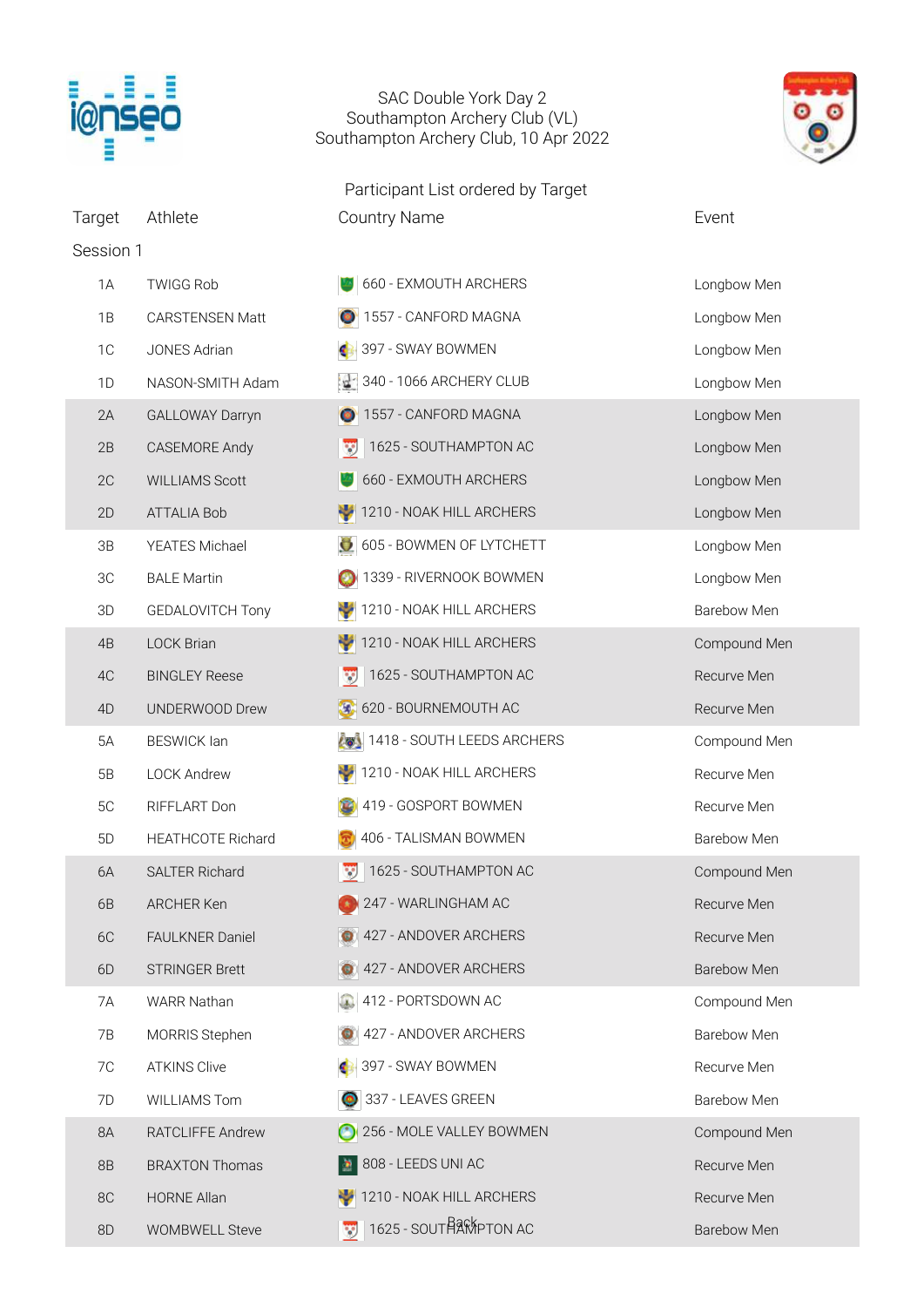SAC Double York Day 2
Southampton Archery Club (VL)
Southampton Archery Club, 10 Apr 2022

Participant List ordered by Target

| Target | Athlete | Country Name | Event |
|---|---|---|---|
| Session 1 | | | |
| 1A | TWIGG Rob | 660 - EXMOUTH ARCHERS | Longbow Men |
| 1B | CARSTENSEN Matt | 1557 - CANFORD MAGNA | Longbow Men |
| 1C | JONES Adrian | 397 - SWAY BOWMEN | Longbow Men |
| 1D | NASON-SMITH Adam | 340 - 1066 ARCHERY CLUB | Longbow Men |
| 2A | GALLOWAY Darryn | 1557 - CANFORD MAGNA | Longbow Men |
| 2B | CASEMORE Andy | 1625 - SOUTHAMPTON AC | Longbow Men |
| 2C | WILLIAMS Scott | 660 - EXMOUTH ARCHERS | Longbow Men |
| 2D | ATTALIA Bob | 1210 - NOAK HILL ARCHERS | Longbow Men |
| 3B | YEATES Michael | 605 - BOWMEN OF LYTCHETT | Longbow Men |
| 3C | BALE Martin | 1339 - RIVERNOOK BOWMEN | Longbow Men |
| 3D | GEDALOVITCH Tony | 1210 - NOAK HILL ARCHERS | Barebow Men |
| 4B | LOCK Brian | 1210 - NOAK HILL ARCHERS | Compound Men |
| 4C | BINGLEY Reese | 1625 - SOUTHAMPTON AC | Recurve Men |
| 4D | UNDERWOOD Drew | 620 - BOURNEMOUTH AC | Recurve Men |
| 5A | BESWICK Ian | 1418 - SOUTH LEEDS ARCHERS | Compound Men |
| 5B | LOCK Andrew | 1210 - NOAK HILL ARCHERS | Recurve Men |
| 5C | RIFFLART Don | 419 - GOSPORT BOWMEN | Recurve Men |
| 5D | HEATHCOTE Richard | 406 - TALISMAN BOWMEN | Barebow Men |
| 6A | SALTER Richard | 1625 - SOUTHAMPTON AC | Compound Men |
| 6B | ARCHER Ken | 247 - WARLINGHAM AC | Recurve Men |
| 6C | FAULKNER Daniel | 427 - ANDOVER ARCHERS | Recurve Men |
| 6D | STRINGER Brett | 427 - ANDOVER ARCHERS | Barebow Men |
| 7A | WARR Nathan | 412 - PORTSDOWN AC | Compound Men |
| 7B | MORRIS Stephen | 427 - ANDOVER ARCHERS | Barebow Men |
| 7C | ATKINS Clive | 397 - SWAY BOWMEN | Recurve Men |
| 7D | WILLIAMS Tom | 337 - LEAVES GREEN | Barebow Men |
| 8A | RATCLIFFE Andrew | 256 - MOLE VALLEY BOWMEN | Compound Men |
| 8B | BRAXTON Thomas | 808 - LEEDS UNI AC | Recurve Men |
| 8C | HORNE Allan | 1210 - NOAK HILL ARCHERS | Recurve Men |
| 8D | WOMBWELL Steve | 1625 - SOUTHAMPTON AC | Barebow Men |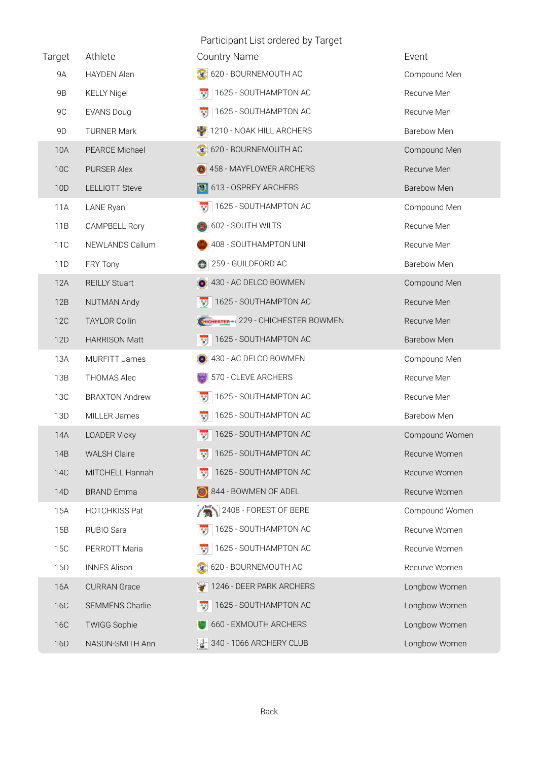Participant List ordered by Target

| Target | Athlete | Country Name | Event |
|---|---|---|---|
| 9A | HAYDEN Alan | 620 - BOURNEMOUTH AC | Compound Men |
| 9B | KELLY Nigel | 1625 - SOUTHAMPTON AC | Recurve Men |
| 9C | EVANS Doug | 1625 - SOUTHAMPTON AC | Recurve Men |
| 9D | TURNER Mark | 1210 - NOAK HILL ARCHERS | Barebow Men |
| 10A | PEARCE Michael | 620 - BOURNEMOUTH AC | Compound Men |
| 10C | PURSER Alex | 458 - MAYFLOWER ARCHERS | Recurve Men |
| 10D | LELLIOTT Steve | 613 - OSPREY ARCHERS | Barebow Men |
| 11A | LANE Ryan | 1625 - SOUTHAMPTON AC | Compound Men |
| 11B | CAMPBELL Rory | 602 - SOUTH WILTS | Recurve Men |
| 11C | NEWLANDS Callum | 408 - SOUTHAMPTON UNI | Recurve Men |
| 11D | FRY Tony | 259 - GUILDFORD AC | Barebow Men |
| 12A | REILLY Stuart | 430 - AC DELCO BOWMEN | Compound Men |
| 12B | NUTMAN Andy | 1625 - SOUTHAMPTON AC | Recurve Men |
| 12C | TAYLOR Collin | 229 - CHICHESTER BOWMEN | Recurve Men |
| 12D | HARRISON Matt | 1625 - SOUTHAMPTON AC | Barebow Men |
| 13A | MURFITT James | 430 - AC DELCO BOWMEN | Compound Men |
| 13B | THOMAS Alec | 570 - CLEVE ARCHERS | Recurve Men |
| 13C | BRAXTON Andrew | 1625 - SOUTHAMPTON AC | Recurve Men |
| 13D | MILLER James | 1625 - SOUTHAMPTON AC | Barebow Men |
| 14A | LOADER Vicky | 1625 - SOUTHAMPTON AC | Compound Women |
| 14B | WALSH Claire | 1625 - SOUTHAMPTON AC | Recurve Women |
| 14C | MITCHELL Hannah | 1625 - SOUTHAMPTON AC | Recurve Women |
| 14D | BRAND Emma | 844 - BOWMEN OF ADEL | Recurve Women |
| 15A | HOTCHKISS Pat | 2408 - FOREST OF BERE | Compound Women |
| 15B | RUBIO Sara | 1625 - SOUTHAMPTON AC | Recurve Women |
| 15C | PERROTT Maria | 1625 - SOUTHAMPTON AC | Recurve Women |
| 15D | INNES Alison | 620 - BOURNEMOUTH AC | Recurve Women |
| 16A | CURRAN Grace | 1246 - DEER PARK ARCHERS | Longbow Women |
| 16C | SEMMENS Charlie | 1625 - SOUTHAMPTON AC | Longbow Women |
| 16C | TWIGG Sophie | 660 - EXMOUTH ARCHERS | Longbow Women |
| 16D | NASON-SMITH Ann | 340 - 1066 ARCHERY CLUB | Longbow Women |

Back